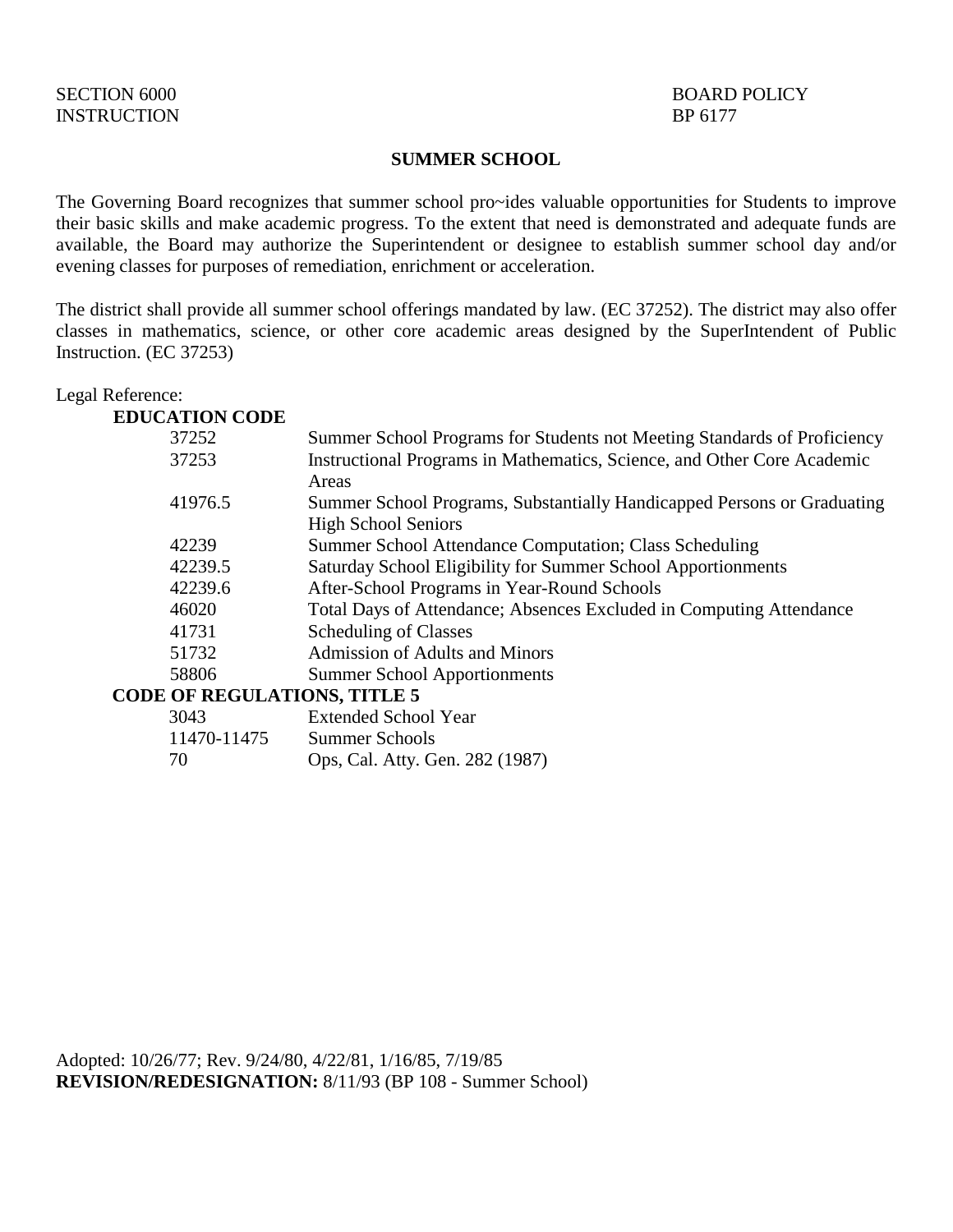SECTION 6000
INSTRUCTION

BOARD POLICY
BP 6177

## SUMMER SCHOOL

The Governing Board recognizes that summer school pro~ides valuable opportunities for Students to improve their basic skills and make academic progress. To the extent that need is demonstrated and adequate funds are available, the Board may authorize the Superintendent or designee to establish summer school day and/or evening classes for purposes of remediation, enrichment or acceleration.

The district shall provide all summer school offerings mandated by law. (EC 37252). The district may also offer classes in mathematics, science, or other core academic areas designed by the SuperIntendent of Public Instruction. (EC 37253)

Legal Reference:

**EDUCATION CODE**

| | |
|---|---|
| 37252 | Summer School Programs for Students not Meeting Standards of Proficiency |
| 37253 | Instructional Programs in Mathematics, Science, and Other Core Academic Areas |
| 41976.5 | Summer School Programs, Substantially Handicapped Persons or Graduating High School Seniors |
| 42239 | Summer School Attendance Computation; Class Scheduling |
| 42239.5 | Saturday School Eligibility for Summer School Apportionments |
| 42239.6 | After-School Programs in Year-Round Schools |
| 46020 | Total Days of Attendance; Absences Excluded in Computing Attendance |
| 41731 | Scheduling of Classes |
| 51732 | Admission of Adults and Minors |
| 58806 | Summer School Apportionments |

**CODE OF REGULATIONS, TITLE 5**

| | |
|---|---|
| 3043 | Extended School Year |
| 11470-11475 | Summer Schools |
| 70 | Ops, Cal. Atty. Gen. 282 (1987) |

Adopted: 10/26/77; Rev. 9/24/80, 4/22/81, 1/16/85, 7/19/85
**REVISION/REDESIGNATION:** 8/11/93 (BP 108 - Summer School)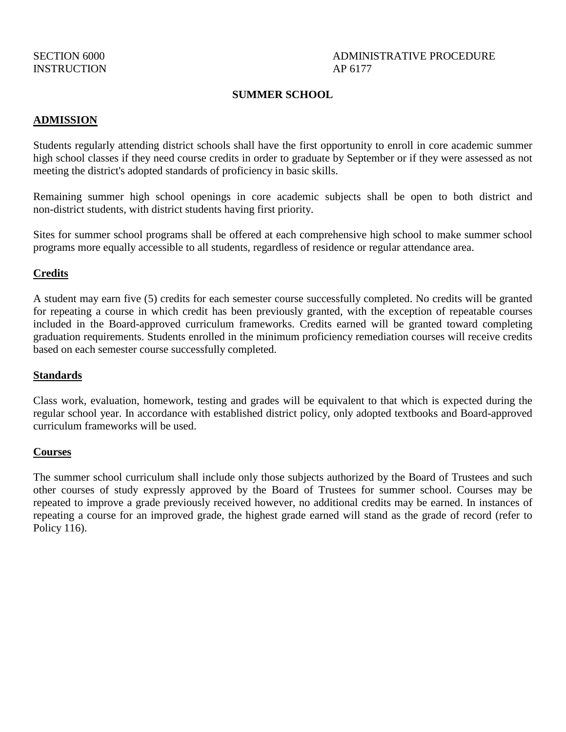SECTION 6000
INSTRUCTION

ADMINISTRATIVE PROCEDURE
AP 6177

# SUMMER SCHOOL

## ADMISSION

Students regularly attending district schools shall have the first opportunity to enroll in core academic summer high school classes if they need course credits in order to graduate by September or if they were assessed as not meeting the district's adopted standards of proficiency in basic skills.

Remaining summer high school openings in core academic subjects shall be open to both district and non-district students, with district students having first priority.

Sites for summer school programs shall be offered at each comprehensive high school to make summer school programs more equally accessible to all students, regardless of residence or regular attendance area.

### Credits

A student may earn five (5) credits for each semester course successfully completed. No credits will be granted for repeating a course in which credit has been previously granted, with the exception of repeatable courses included in the Board-approved curriculum frameworks. Credits earned will be granted toward completing graduation requirements. Students enrolled in the minimum proficiency remediation courses will receive credits based on each semester course successfully completed.

### Standards

Class work, evaluation, homework, testing and grades will be equivalent to that which is expected during the regular school year. In accordance with established district policy, only adopted textbooks and Board-approved curriculum frameworks will be used.

### Courses

The summer school curriculum shall include only those subjects authorized by the Board of Trustees and such other courses of study expressly approved by the Board of Trustees for summer school. Courses may be repeated to improve a grade previously received however, no additional credits may be earned. In instances of repeating a course for an improved grade, the highest grade earned will stand as the grade of record (refer to Policy 116).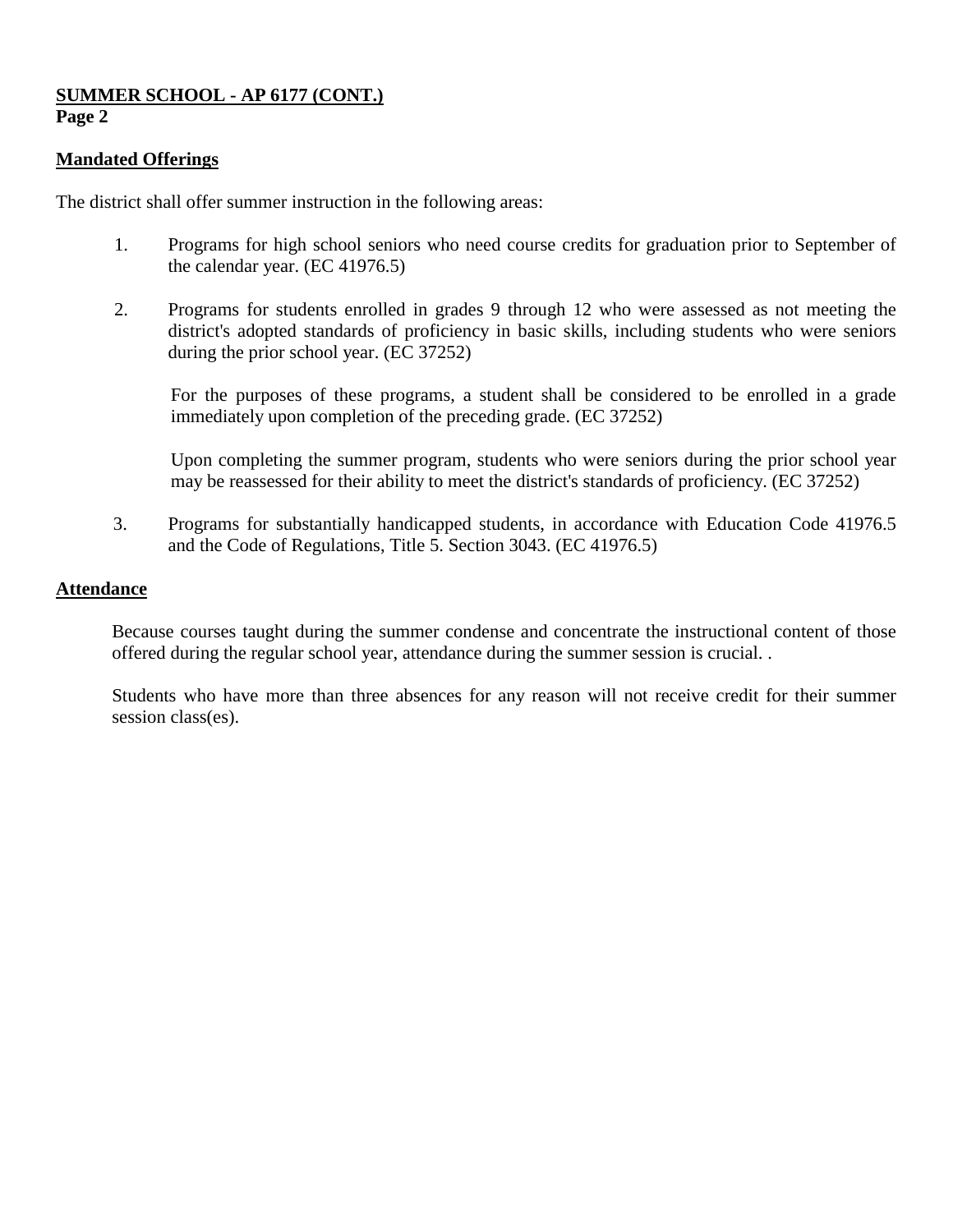**SUMMER SCHOOL - AP 6177 (CONT.)**
**Page 2**

## Mandated Offerings

The district shall offer summer instruction in the following areas:

1. Programs for high school seniors who need course credits for graduation prior to September of the calendar year. (EC 41976.5)

2. Programs for students enrolled in grades 9 through 12 who were assessed as not meeting the district's adopted standards of proficiency in basic skills, including students who were seniors during the prior school year. (EC 37252)

   For the purposes of these programs, a student shall be considered to be enrolled in a grade immediately upon completion of the preceding grade. (EC 37252)

   Upon completing the summer program, students who were seniors during the prior school year may be reassessed for their ability to meet the district's standards of proficiency. (EC 37252)

3. Programs for substantially handicapped students, in accordance with Education Code 41976.5 and the Code of Regulations, Title 5. Section 3043. (EC 41976.5)

## Attendance

Because courses taught during the summer condense and concentrate the instructional content of those offered during the regular school year, attendance during the summer session is crucial. .

Students who have more than three absences for any reason will not receive credit for their summer session class(es).